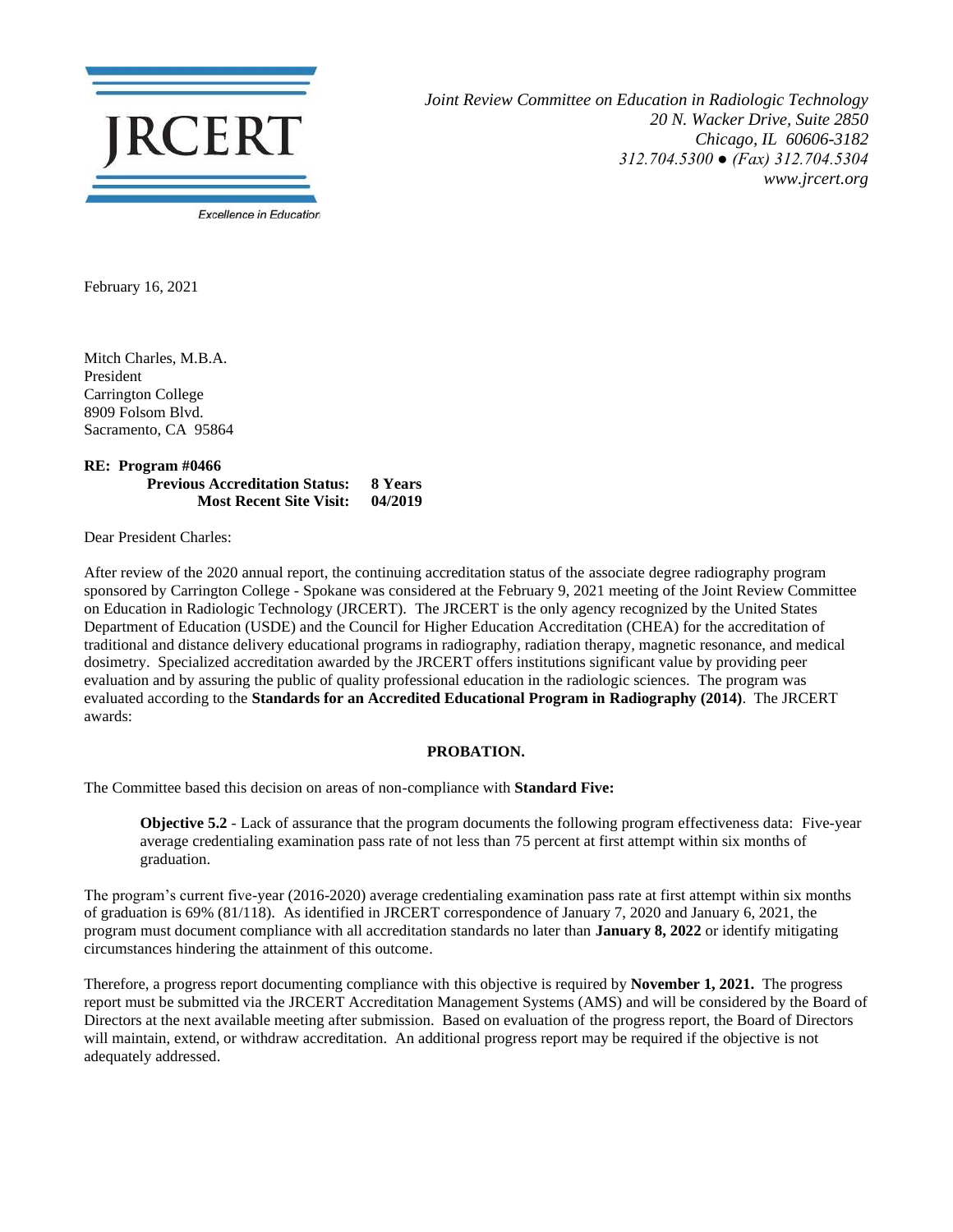**JRCERT**

Excellence in Education

*Joint Review Committee on Education in Radiologic Technology*
*20 N. Wacker Drive, Suite 2850*
*Chicago, IL 60606-3182*
*312.704.5300 ● (Fax) 312.704.5304*
*www.jrcert.org*

February 16, 2021

Mitch Charles, M.B.A.
President
Carrington College
8909 Folsom Blvd.
Sacramento, CA 95864

**RE: Program #0466**
**Previous Accreditation Status: 8 Years**
**Most Recent Site Visit: 04/2019**

Dear President Charles:

After review of the 2020 annual report, the continuing accreditation status of the associate degree radiography program sponsored by Carrington College - Spokane was considered at the February 9, 2021 meeting of the Joint Review Committee on Education in Radiologic Technology (JRCERT). The JRCERT is the only agency recognized by the United States Department of Education (USDE) and the Council for Higher Education Accreditation (CHEA) for the accreditation of traditional and distance delivery educational programs in radiography, radiation therapy, magnetic resonance, and medical dosimetry. Specialized accreditation awarded by the JRCERT offers institutions significant value by providing peer evaluation and by assuring the public of quality professional education in the radiologic sciences. The program was evaluated according to the **Standards for an Accredited Educational Program in Radiography (2014)**. The JRCERT awards:

**PROBATION.**

The Committee based this decision and areas of non-compliance with **Standard Five:**

> **Objective 5.2** - Lack of assurance that the program documents the following program effectiveness data: Five-year average credentialing examination pass rate of not less than 75 percent at first attempt within six months of graduation.

The program's current five-year (2016-2020) average credentialing examination pass rate at first attempt within six months of graduation is 69% (81/118). As identified in JRCERT correspondence of January 7, 2020 and January 6, 2021, the program must document compliance with all accreditation standards no later than **January 8, 2022** or identify mitigating circumstances hindering the attainment of this outcome.

Therefore, a progress report documenting compliance with this objective is required by **November 1, 2021.** The progress report must be submitted via the JRCERT Accreditation Management Systems (AMS) and will be considered by the Board of Directors at the next available meeting after submission. Based on evaluation of the progress report, the Board of Directors will maintain, extend, or withdraw accreditation. An additional progress report may be required if the objective is not adequately addressed.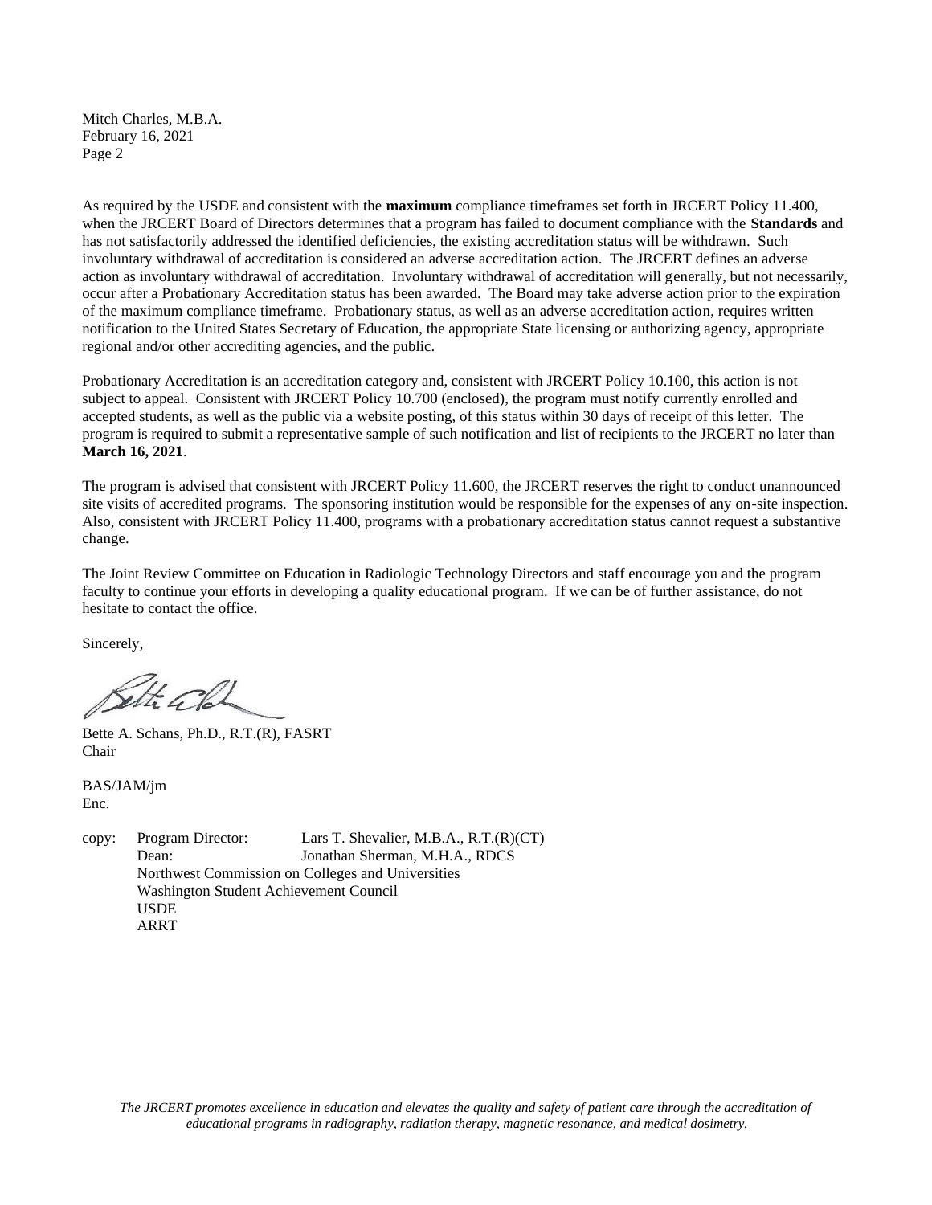Mitch Charles, M.B.A.
February 16, 2021
Page 2

As required by the USDE and consistent with the **maximum** compliance timeframes set forth in JRCERT Policy 11.400, when the JRCERT Board of Directors determines that a program has failed to document compliance with the **Standards** and has not satisfactorily addressed the identified deficiencies, the existing accreditation status will be withdrawn. Such involuntary withdrawal of accreditation is considered an adverse accreditation action. The JRCERT defines an adverse action as involuntary withdrawal of accreditation. Involuntary withdrawal of accreditation will generally, but not necessarily, occur after a Probationary Accreditation status has been awarded. The Board may take adverse action prior to the expiration of the maximum compliance timeframe. Probationary status, as well as an adverse accreditation action, requires written notification to the United States Secretary of Education, the appropriate State licensing or authorizing agency, appropriate regional and/or other accrediting agencies, and the public.

Probationary Accreditation is an accreditation category and, consistent with JRCERT Policy 10.100, this action is not subject to appeal. Consistent with JRCERT Policy 10.700 (enclosed), the program must notify currently enrolled and accepted students, as well as the public via a website posting, of this status within 30 days of receipt of this letter. The program is required to submit a representative sample of such notification and list of recipients to the JRCERT no later than **March 16, 2021**.

The program is advised that consistent with JRCERT Policy 11.600, the JRCERT reserves the right to conduct unannounced site visits of accredited programs. The sponsoring institution would be responsible for the expenses of any on-site inspection. Also, consistent with JRCERT Policy 11.400, programs with a probationary accreditation status cannot request a substantive change.

The Joint Review Committee on Education in Radiologic Technology Directors and staff encourage you and the program faculty to continue your efforts in developing a quality educational program. If we can be of further assistance, do not hesitate to contact the office.

Sincerely,

Bette A. Schans, Ph.D., R.T.(R), FASRT
Chair

BAS/JAM/jm
Enc.

copy: Program Director: Lars T. Shevalier, M.B.A., R.T.(R)(CT)
Dean: Jonathan Sherman, M.H.A., RDCS
Northwest Commission on Colleges and Universities
Washington Student Achievement Council
USDE
ARRT

*The JRCERT promotes excellence in education and elevates the quality and safety of patient care through the accreditation of educational programs in radiography, radiation therapy, magnetic resonance, and medical dosimetry.*